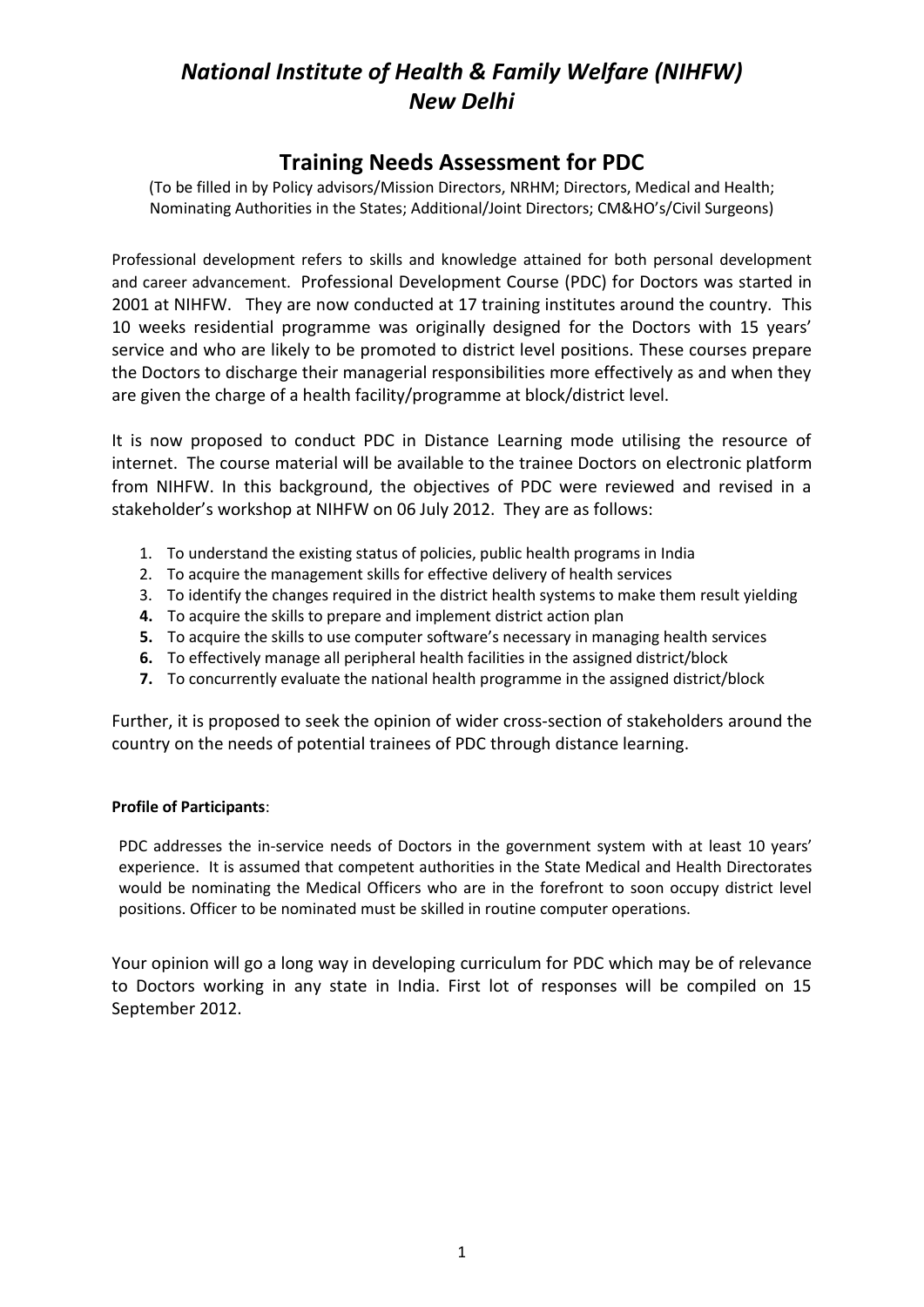# *National Institute of Health & Family Welfare (NIHFW) New Delhi*

## Training Needs Assessment for PDC

(To be filled in by Policy advisors/Mission Directors, NRHM; Directors, Medical and Health; Nominating Authorities in the States; Additional/Joint Directors; CM&HO's/Civil Surgeons)

Professional development refers to skills and knowledge attained for both personal development and career advancement. Professional Development Course (PDC) for Doctors was started in 2001 at NIHFW. They are now conducted at 17 training institutes around the country. This 10 weeks residential programme was originally designed for the Doctors with 15 years' service and who are likely to be promoted to district level positions. These courses prepare the Doctors to discharge their managerial responsibilities more effectively as and when they are given the charge of a health facility/programme at block/district level.

It is now proposed to conduct PDC in Distance Learning mode utilising the resource of internet. The course material will be available to the trainee Doctors on electronic platform from NIHFW. In this background, the objectives of PDC were reviewed and revised in a stakeholder's workshop at NIHFW on 06 July 2012. They are as follows:

1. To understand the existing status of policies, public health programs in India
2. To acquire the management skills for effective delivery of health services
3. To identify the changes required in the district health systems to make them result yielding
4. To acquire the skills to prepare and implement district action plan
5. To acquire the skills to use computer software's necessary in managing health services
6. To effectively manage all peripheral health facilities in the assigned district/block
7. To concurrently evaluate the national health programme in the assigned district/block

Further, it is proposed to seek the opinion of wider cross-section of stakeholders around the country on the needs of potential trainees of PDC through distance learning.

**Profile of Participants**:

PDC addresses the in-service needs of Doctors in the government system with at least 10 years' experience. It is assumed that competent authorities in the State Medical and Health Directorates would be nominating the Medical Officers who are in the forefront to soon occupy district level positions. Officer to be nominated must be skilled in routine computer operations.

Your opinion will go a long way in developing curriculum for PDC which may be of relevance to Doctors working in any state in India. First lot of responses will be compiled on 15 September 2012.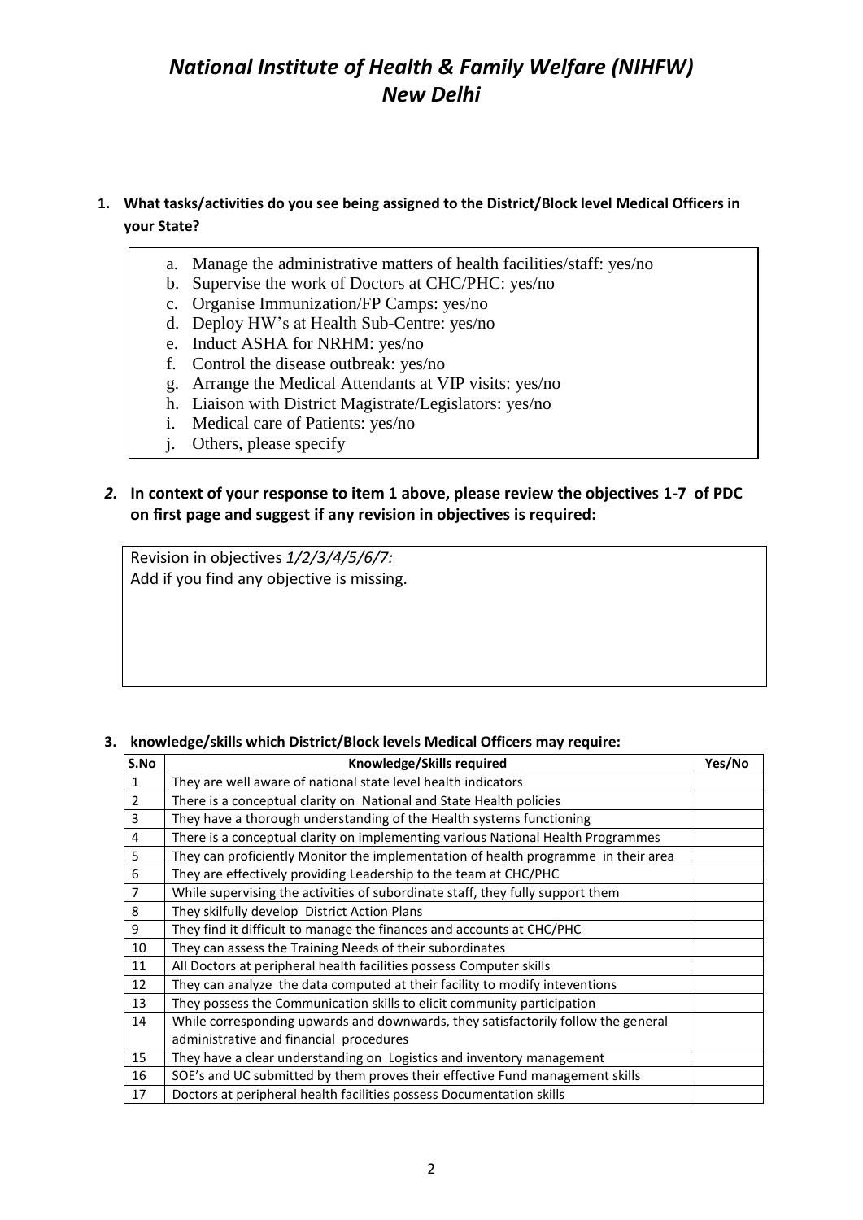# *National Institute of Health & Family Welfare (NIHFW)*
# *New Delhi*

**1. What tasks/activities do you see being assigned to the District/Block level Medical Officers in your State?**

a. Manage the administrative matters of health facilities/staff: yes/no
b. Supervise the work of Doctors at CHC/PHC: yes/no
c. Organise Immunization/FP Camps: yes/no
d. Deploy HW's at Health Sub-Centre: yes/no
e. Induct ASHA for NRHM: yes/no
f. Control the disease outbreak: yes/no
g. Arrange the Medical Attendants at VIP visits: yes/no
h. Liaison with District Magistrate/Legislators: yes/no
i. Medical care of Patients: yes/no
j. Others, please specify

***2.*** **In context of your response to item 1 above, please review the objectives 1-7 of PDC on first page and suggest if any revision in objectives is required:**

Revision in objectives *1/2/3/4/5/6/7:*
Add if you find any objective is missing.

**3. knowledge/skills which District/Block levels Medical Officers may require:**

| S.No | Knowledge/Skills required | Yes/No |
|---|---|---|
| 1 | They are well aware of national state level health indicators | |
| 2 | There is a conceptual clarity on National and State Health policies | |
| 3 | They have a thorough understanding of the Health systems functioning | |
| 4 | There is a conceptual clarity on implementing various National Health Programmes | |
| 5 | They can proficiently Monitor the implementation of health programme in their area | |
| 6 | They are effectively providing Leadership to the team at CHC/PHC | |
| 7 | While supervising the activities of subordinate staff, they fully support them | |
| 8 | They skilfully develop District Action Plans | |
| 9 | They find it difficult to manage the finances and accounts at CHC/PHC | |
| 10 | They can assess the Training Needs of their subordinates | |
| 11 | All Doctors at peripheral health facilities possess Computer skills | |
| 12 | They can analyze the data computed at their facility to modify inteventions | |
| 13 | They possess the Communication skills to elicit community participation | |
| 14 | While corresponding upwards and downwards, they satisfactorily follow the general administrative and financial procedures | |
| 15 | They have a clear understanding on Logistics and inventory management | |
| 16 | SOE's and UC submitted by them proves their effective Fund management skills | |
| 17 | Doctors at peripheral health facilities possess Documentation skills | |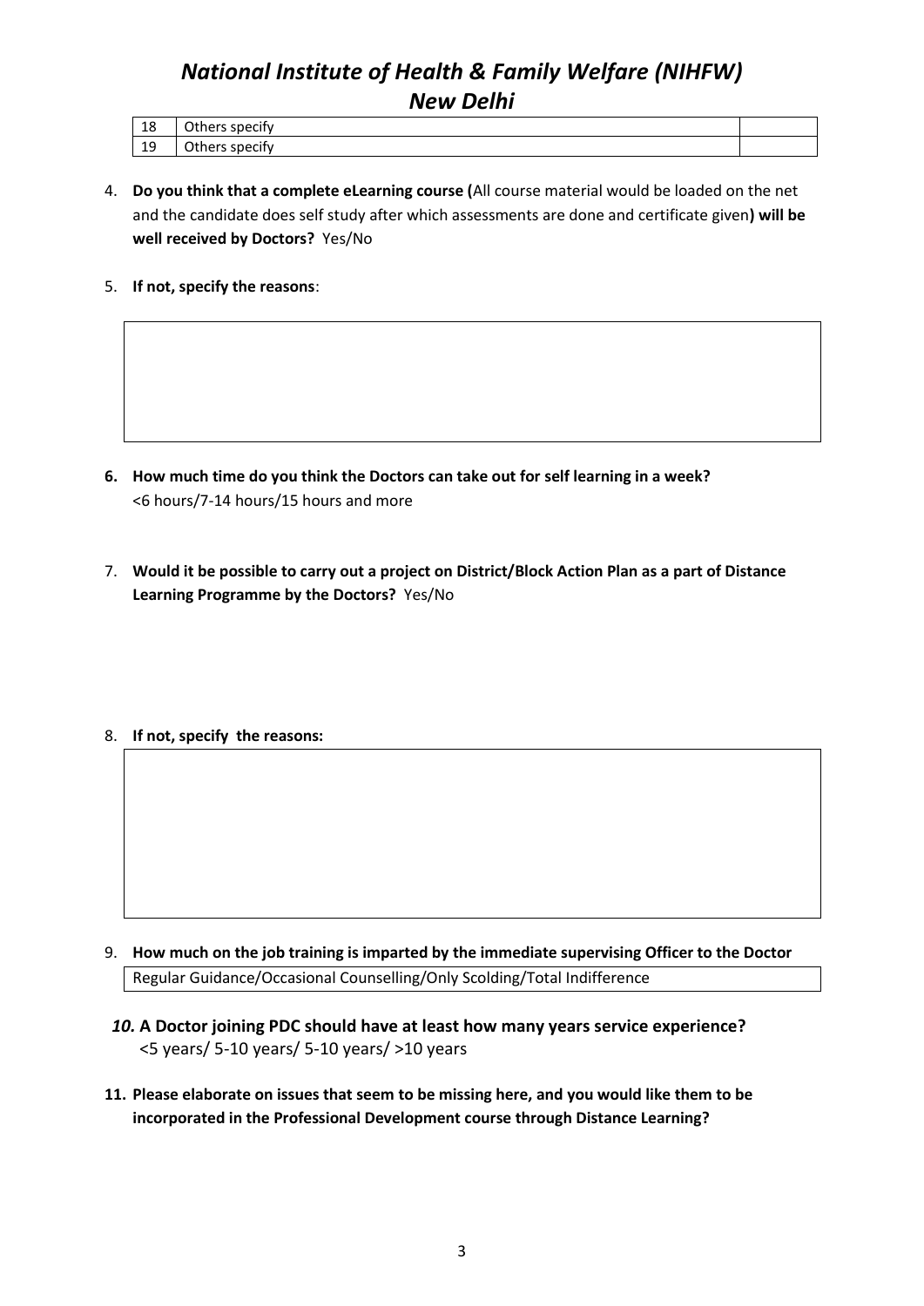# *National Institute of Health & Family Welfare (NIHFW)*
## *New Delhi*

| 18 | Others specify | |
|---|---|---|
| 19 | Others specify | |

4. **Do you think that a complete eLearning course (**All course material would be loaded on the net and the candidate does self study after which assessments are done and certificate given**) will be well received by Doctors?** Yes/No

5. **If not, specify the reasons**:

6. **How much time do you think the Doctors can take out for self learning in a week?**
<6 hours/7-14 hours/15 hours and more

7. **Would it be possible to carry out a project on District/Block Action Plan as a part of Distance Learning Programme by the Doctors?** Yes/No

8. **If not, specify the reasons:**

9. **How much on the job training is imparted by the immediate supervising Officer to the Doctor**
Regular Guidance/Occasional Counselling/Only Scolding/Total Indifference

10. **A Doctor joining PDC should have at least how many years service experience?**
<5 years/ 5-10 years/ 5-10 years/ >10 years

11. **Please elaborate on issues that seem to be missing here, and you would like them to be incorporated in the Professional Development course through Distance Learning?**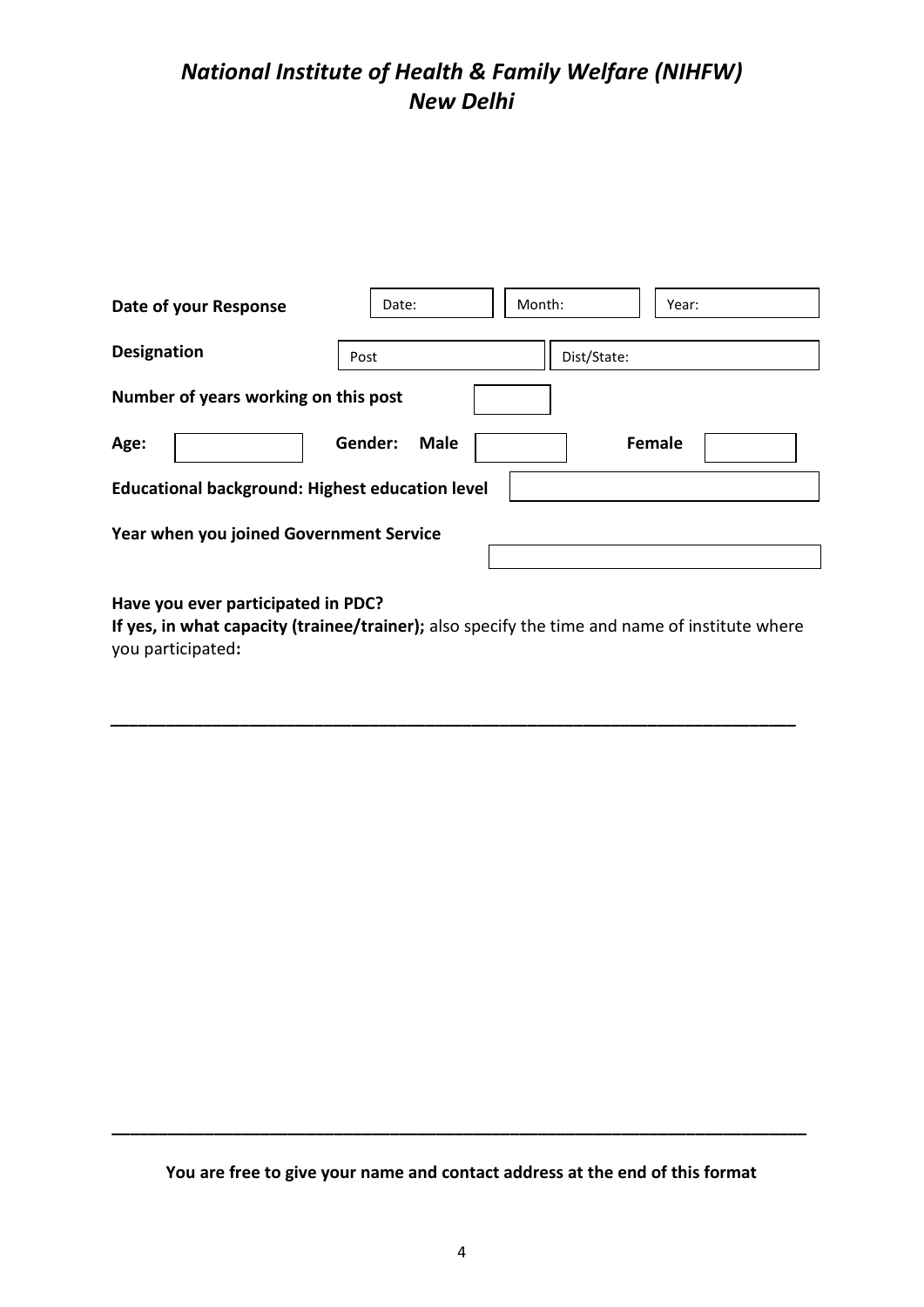# *National Institute of Health & Family Welfare (NIHFW)*
# *New Delhi*

| | | | |
|---|---|---|---|
| **Date of your Response** | Date: | Month: | Year: |
| **Designation** | Post | Dist/State: | |
| **Number of years working on this post** | | | |
| **Age:** | | **Gender: Male** | **Female** |
| **Educational background: Highest education level** | | | |
| **Year when you joined Government Service** | | | |

**Have you ever participated in PDC?**

**If yes, in what capacity (trainee/trainer);** also specify the time and name of institute where you participated**:**

_______________________________________________________________________________

_______________________________________________________________________________

**You are free to give your name and contact address at the end of this format**